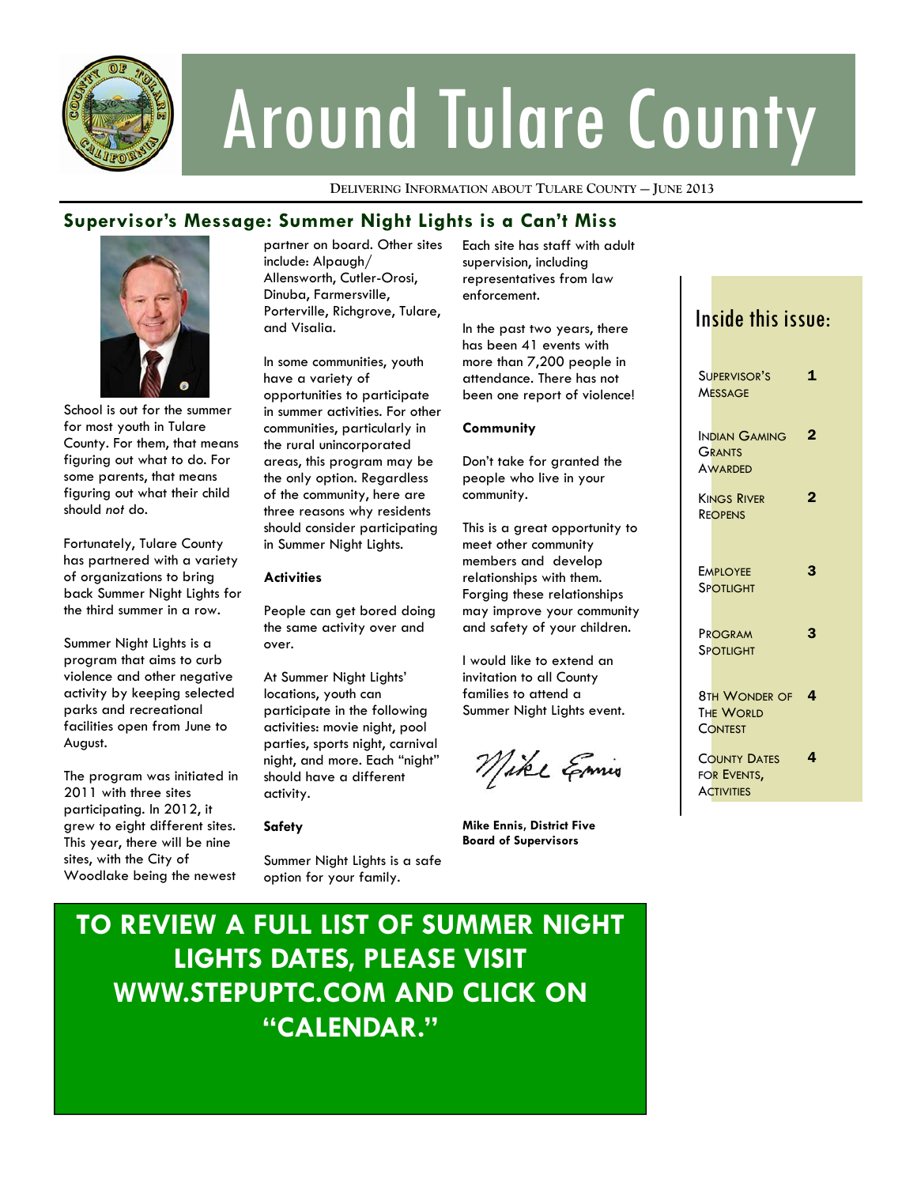# Around Tulare County

**DELIVERING INFORMATION ABOUT TULARE COUNTY — JUNE 2013**

## Supervisor's Message: Summer Night Lights is a Can't Miss

School is out for the summer for most youth in Tulare County. For them, that means figuring out what to do. For some parents, that means figuring out what their child should *not* do.

Fortunately, Tulare County has partnered with a variety of organizations to bring back Summer Night Lights for the third summer in a row.

Summer Night Lights is a program that aims to curb violence and other negative activity by keeping selected parks and recreational facilities open from June to August.

The program was initiated in 2011 with three sites participating. In 2012, it grew to eight different sites. This year, there will be nine sites, with the City of Woodlake being the newest partner on board. Other sites include: Alpaugh/ Allensworth, Cutler-Orosi, Dinuba, Farmersville, Porterville, Richgrove, Tulare, and Visalia.

In some communities, youth have a variety of opportunities to participate in summer activities. For other communities, particularly in the rural unincorporated areas, this program may be the only option. Regardless of the community, here are three reasons why residents should consider participating in Summer Night Lights.

**Activities**

People can get bored doing the same activity over and over.

At Summer Night Lights' locations, youth can participate in the following activities: movie night, pool parties, sports night, carnival night, and more. Each "night" should have a different activity.

**Safety**

Summer Night Lights is a safe option for your family. Each site has staff with adult supervision, including representatives from law enforcement.

In the past two years, there has been 41 events with more than 7,200 people in attendance. There has not been one report of violence!

**Community**

Don't take for granted the people who live in your community.

This is a great opportunity to meet other community members and develop relationships with them. Forging these relationships may improve your community and safety of your children.

I would like to extend an invitation to all County families to attend a Summer Night Lights event.

**Mike Ennis, District Five**
**Board of Supervisors**

## Inside this issue:

| | |
|---|---|
| Supervisor's Message | 1 |
| Indian Gaming Grants Awarded | 2 |
| Kings River Reopens | 2 |
| Employee Spotlight | 3 |
| Program Spotlight | 3 |
| 8th Wonder of The World Contest | 4 |
| County Dates for Events, Activities | 4 |

**TO REVIEW A FULL LIST OF SUMMER NIGHT LIGHTS DATES, PLEASE VISIT WWW.STEPUPTC.COM AND CLICK ON "CALENDAR."**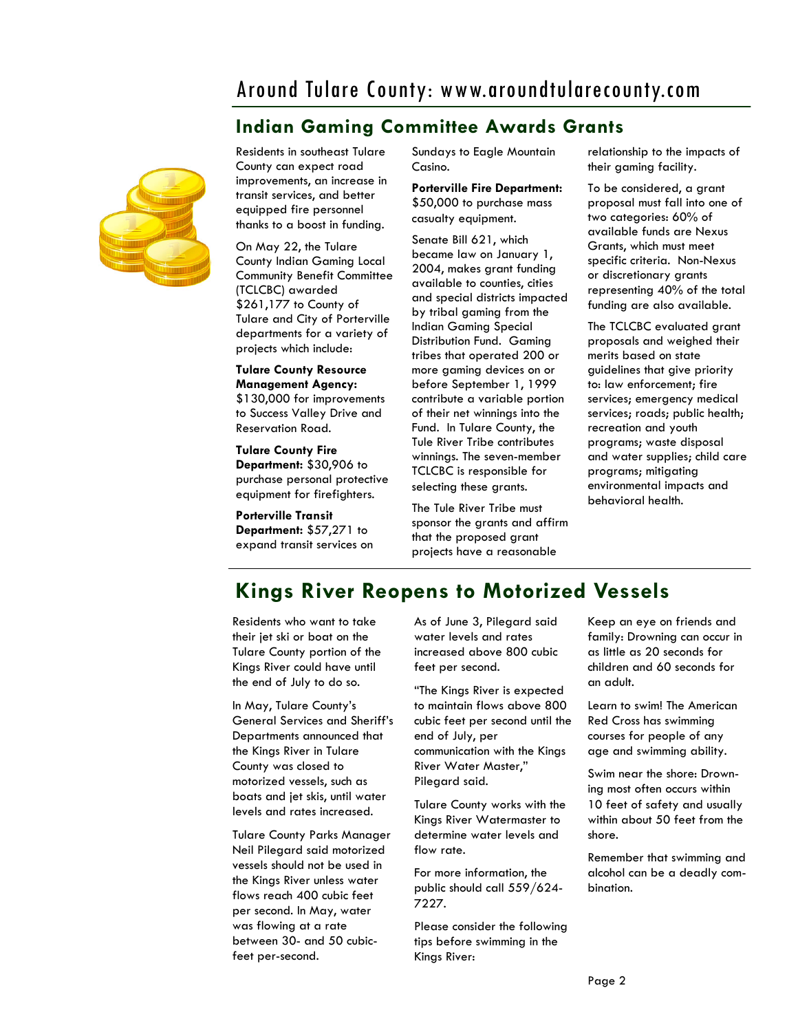# Around Tulare County: www.aroundtularecounty.com

## Indian Gaming Committee Awards Grants

Residents in southeast Tulare County can expect road improvements, an increase in transit services, and better equipped fire personnel thanks to a boost in funding.

On May 22, the Tulare County Indian Gaming Local Community Benefit Committee (TCLCBC) awarded $261,177 to County of Tulare and City of Porterville departments for a variety of projects which include:

**Tulare County Resource Management Agency:** $130,000 for improvements to Success Valley Drive and Reservation Road.

**Tulare County Fire Department:** $30,906 to purchase personal protective equipment for firefighters.

**Porterville Transit Department:** $57,271 to expand transit services on Sundays to Eagle Mountain Casino.

**Porterville Fire Department:** $50,000 to purchase mass casualty equipment.

Senate Bill 621, which became law on January 1, 2004, makes grant funding available to counties, cities and special districts impacted by tribal gaming from the Indian Gaming Special Distribution Fund. Gaming tribes that operated 200 or more gaming devices on or before September 1, 1999 contribute a variable portion of their net winnings into the Fund. In Tulare County, the Tule River Tribe contributes winnings. The seven-member TCLCBC is responsible for selecting these grants.

The Tule River Tribe must sponsor the grants and affirm that the proposed grant projects have a reasonable relationship to the impacts of their gaming facility.

To be considered, a grant proposal must fall into one of two categories: 60% of available funds are Nexus Grants, which must meet specific criteria. Non-Nexus or discretionary grants representing 40% of the total funding are also available.

The TCLCBC evaluated grant proposals and weighed their merits based on state guidelines that give priority to: law enforcement; fire services; emergency medical services; roads; public health; recreation and youth programs; waste disposal and water supplies; child care programs; mitigating environmental impacts and behavioral health.

## Kings River Reopens to Motorized Vessels

Residents who want to take their jet ski or boat on the Tulare County portion of the Kings River could have until the end of July to do so.

In May, Tulare County's General Services and Sheriff's Departments announced that the Kings River in Tulare County was closed to motorized vessels, such as boats and jet skis, until water levels and rates increased.

Tulare County Parks Manager Neil Pilegard said motorized vessels should not be used in the Kings River unless water flows reach 400 cubic feet per second. In May, water was flowing at a rate between 30- and 50 cubic-feet per-second.

As of June 3, Pilegard said water levels and rates increased above 800 cubic feet per second.

"The Kings River is expected to maintain flows above 800 cubic feet per second until the end of July, per communication with the Kings River Water Master," Pilegard said.

Tulare County works with the Kings River Watermaster to determine water levels and flow rate.

For more information, the public should call 559/624-7227.

Please consider the following tips before swimming in the Kings River:

Keep an eye on friends and family: Drowning can occur in as little as 20 seconds for children and 60 seconds for an adult.

Learn to swim! The American Red Cross has swimming courses for people of any age and swimming ability.

Swim near the shore: Drowning most often occurs within 10 feet of safety and usually within about 50 feet from the shore.

Remember that swimming and alcohol can be a deadly combination.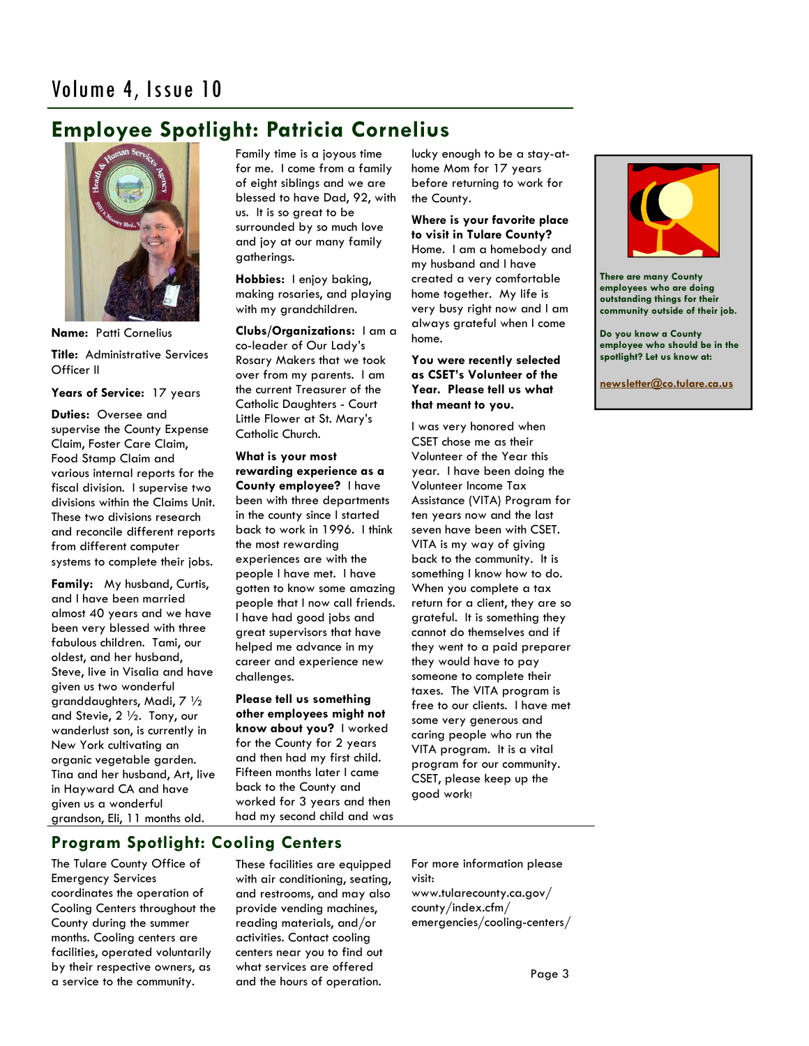## Employee Spotlight: Patricia Cornelius

**Name:** Patti Cornelius

**Title:** Administrative Services Officer II

**Years of Service:** 17 years

**Duties:** Oversee and supervise the County Expense Claim, Foster Care Claim, Food Stamp Claim and various internal reports for the fiscal division. I supervise two divisions within the Claims Unit. These two divisions research and reconcile different reports from different computer systems to complete their jobs.

**Family:** My husband, Curtis, and I have been married almost 40 years and we have been very blessed with three fabulous children. Tami, our oldest, and her husband, Steve, live in Visalia and have given us two wonderful granddaughters, Madi, 7 ½ and Stevie, 2 ½. Tony, our wanderlust son, is currently in New York cultivating an organic vegetable garden. Tina and her husband, Art, live in Hayward CA and have given us a wonderful grandson, Eli, 11 months old. Family time is a joyous time for me. I come from a family of eight siblings and we are blessed to have Dad, 92, with us. It is so great to be surrounded by so much love and joy at our many family gatherings.

**Hobbies:** I enjoy baking, making rosaries, and playing with my grandchildren.

**Clubs/Organizations:** I am a co-leader of Our Lady's Rosary Makers that we took over from my parents. I am the current Treasurer of the Catholic Daughters - Court Little Flower at St. Mary's Catholic Church.

**What is your most rewarding experience as a County employee?** I have been with three departments in the county since I started back to work in 1996. I think the most rewarding experiences are with the people I have met. I have gotten to know some amazing people that I now call friends. I have had good jobs and great supervisors that have helped me advance in my career and experience new challenges.

**Please tell us something other employees might not know about you?** I worked for the County for 2 years and then had my first child. Fifteen months later I came back to the County and worked for 3 years and then had my second child and was lucky enough to be a stay-at-home Mom for 17 years before returning to work for the County.

**Where is your favorite place to visit in Tulare County?** Home. I am a homebody and my husband and I have created a very comfortable home together. My life is very busy right now and I am always grateful when I come home.

**You were recently selected as CSET's Volunteer of the Year. Please tell us what that meant to you.**

I was very honored when CSET chose me as their Volunteer of the Year this year. I have been doing the Volunteer Income Tax Assistance (VITA) Program for ten years now and the last seven have been with CSET. VITA is my way of giving back to the community. It is something I know how to do. When you complete a tax return for a client, they are so grateful. It is something they cannot do themselves and if they went to a paid preparer they would have to pay someone to complete their taxes. The VITA program is free to our clients. I have met some very generous and caring people who run the VITA program. It is a vital program for our community. CSET, please keep up the good work!

**There are many County employees who are doing outstanding things for their community outside of their job.**

**Do you know a County employee who should be in the spotlight? Let us know at:**

**newsletter@co.tulare.ca.us**

## Program Spotlight: Cooling Centers

The Tulare County Office of Emergency Services coordinates the operation of Cooling Centers throughout the County during the summer months. Cooling centers are facilities, operated voluntarily by their respective owners, as a service to the community.

These facilities are equipped with air conditioning, seating, and restrooms, and may also provide vending machines, reading materials, and/or activities. Contact cooling centers near you to find out what services are offered and the hours of operation.

For more information please visit: www.tularecounty.ca.gov/county/index.cfm/emergencies/cooling-centers/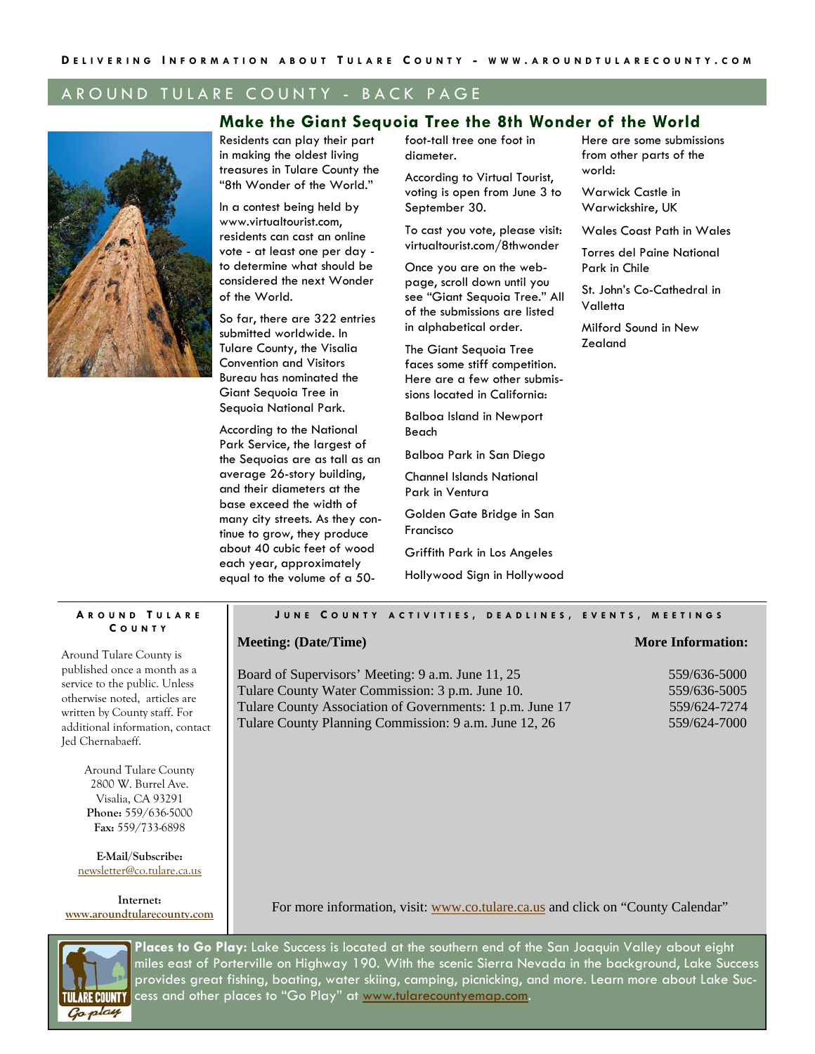# AROUND TULARE COUNTY - BACK PAGE

## Make the Giant Sequoia Tree the 8th Wonder of the World

Residents can play their part in making the oldest living treasures in Tulare County the "8th Wonder of the World."

In a contest being held by www.virtualtourist.com, residents can cast an online vote - at least one per day - to determine what should be considered the next Wonder of the World.

So far, there are 322 entries submitted worldwide. In Tulare County, the Visalia Convention and Visitors Bureau has nominated the Giant Sequoia Tree in Sequoia National Park.

According to the National Park Service, the largest of the Sequoias are as tall as an average 26-story building, and their diameters at the base exceed the width of many city streets. As they continue to grow, they produce about 40 cubic feet of wood each year, approximately equal to the volume of a 50-foot-tall tree one foot in diameter.

According to Virtual Tourist, voting is open from June 3 to September 30.

To cast you vote, please visit: virtualtourist.com/8thwonder

Once you are on the webpage, scroll down until you see "Giant Sequoia Tree." All of the submissions are listed in alphabetical order.

The Giant Sequoia Tree faces some stiff competition. Here are a few other submissions located in California:

Balboa Island in Newport Beach

Balboa Park in San Diego

Channel Islands National Park in Ventura

Golden Gate Bridge in San Francisco

Griffith Park in Los Angeles

Hollywood Sign in Hollywood

Here are some submissions from other parts of the world:

Warwick Castle in Warwickshire, UK

Wales Coast Path in Wales

Torres del Paine National Park in Chile

St. John's Co-Cathedral in Valletta

Milford Sound in New Zealand

### AROUND TULARE COUNTY

Around Tulare County is published once a month as a service to the public. Unless otherwise noted, articles are written by County staff. For additional information, contact Jed Chernabaeff.

Around Tulare County
2800 W. Burrel Ave.
Visalia, CA 93291
**Phone:** 559/636-5000
**Fax:** 559/733-6898

**E-Mail/Subscribe:**
newsletter@co.tulare.ca.us

**Internet:**
www.aroundtularecounty.com

### JUNE COUNTY ACTIVITIES, DEADLINES, EVENTS, MEETINGS

| Meeting: (Date/Time) | More Information: |
|---|---|
| Board of Supervisors' Meeting: 9 a.m. June 11, 25 | 559/636-5000 |
| Tulare County Water Commission: 3 p.m. June 10. | 559/636-5005 |
| Tulare County Association of Governments: 1 p.m. June 17 | 559/624-7274 |
| Tulare County Planning Commission: 9 a.m. June 12, 26 | 559/624-7000 |

For more information, visit: www.co.tulare.ca.us and click on "County Calendar"

**Places to Go Play:** Lake Success is located at the southern end of the San Joaquin Valley about eight miles east of Porterville on Highway 190. With the scenic Sierra Nevada in the background, Lake Success provides great fishing, boating, water skiing, camping, picnicking, and more. Learn more about Lake Success and other places to "Go Play" at www.tularecountyemap.com.